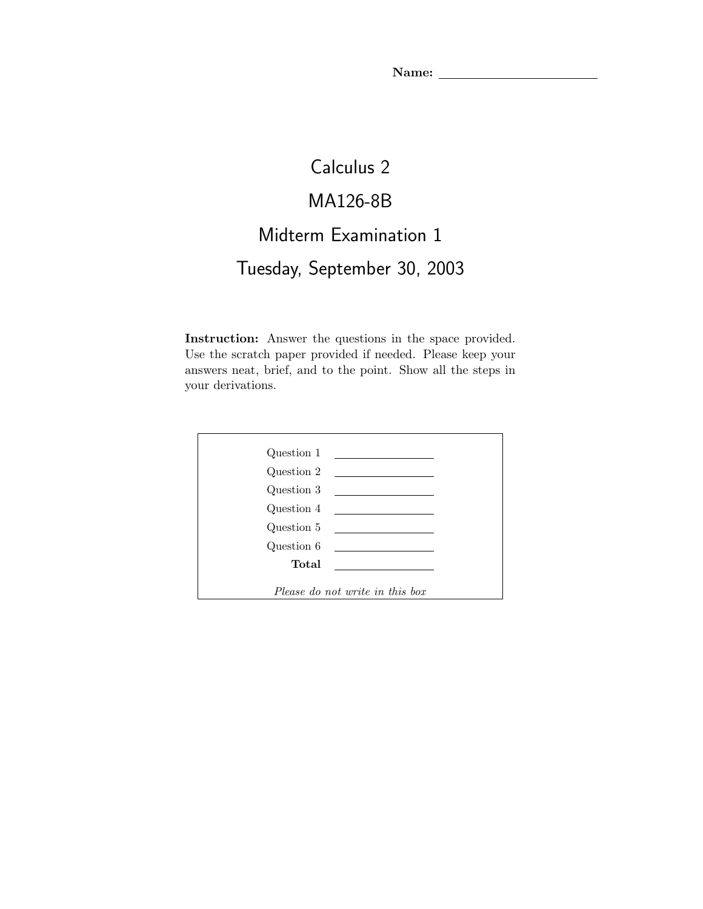**Name:** ________________________

# Calculus 2

# MA126-8B

# Midterm Examination 1

# Tuesday, September 30, 2003

**Instruction:** Answer the questions in the space provided. Use the scratch paper provided if needed. Please keep your answers neat, brief, and to the point. Show all the steps in your derivations.

| | |
|---|---|
| Question 1 | ________ |
| Question 2 | ________ |
| Question 3 | ________ |
| Question 4 | ________ |
| Question 5 | ________ |
| Question 6 | ________ |
| **Total** | ________ |

*Please do not write in this box*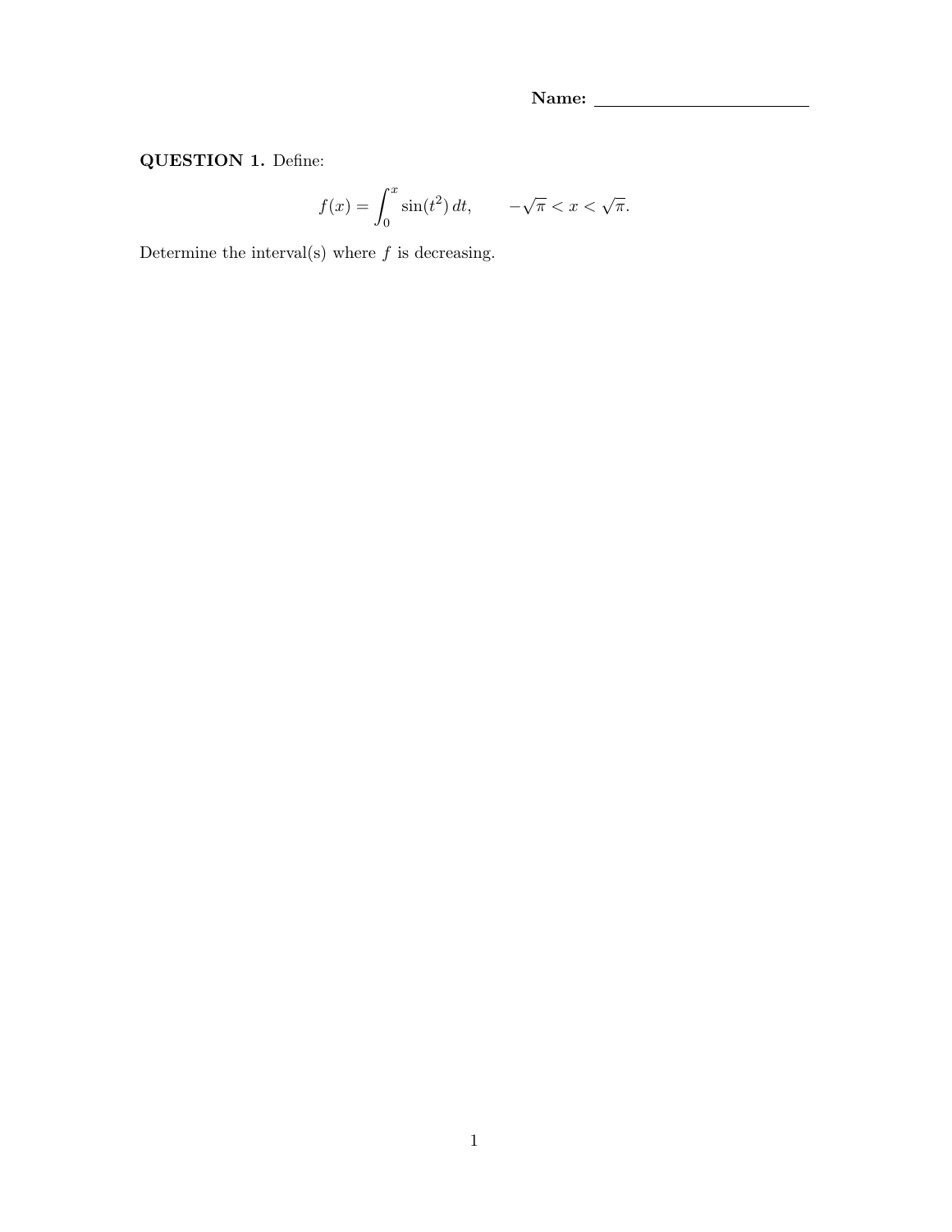**Name:** ______________________

**QUESTION 1.** Define:

$$f(x) = \int_0^x \sin(t^2)\, dt, \qquad -\sqrt{\pi} < x < \sqrt{\pi}.$$

Determine the interval(s) where $f$ is decreasing.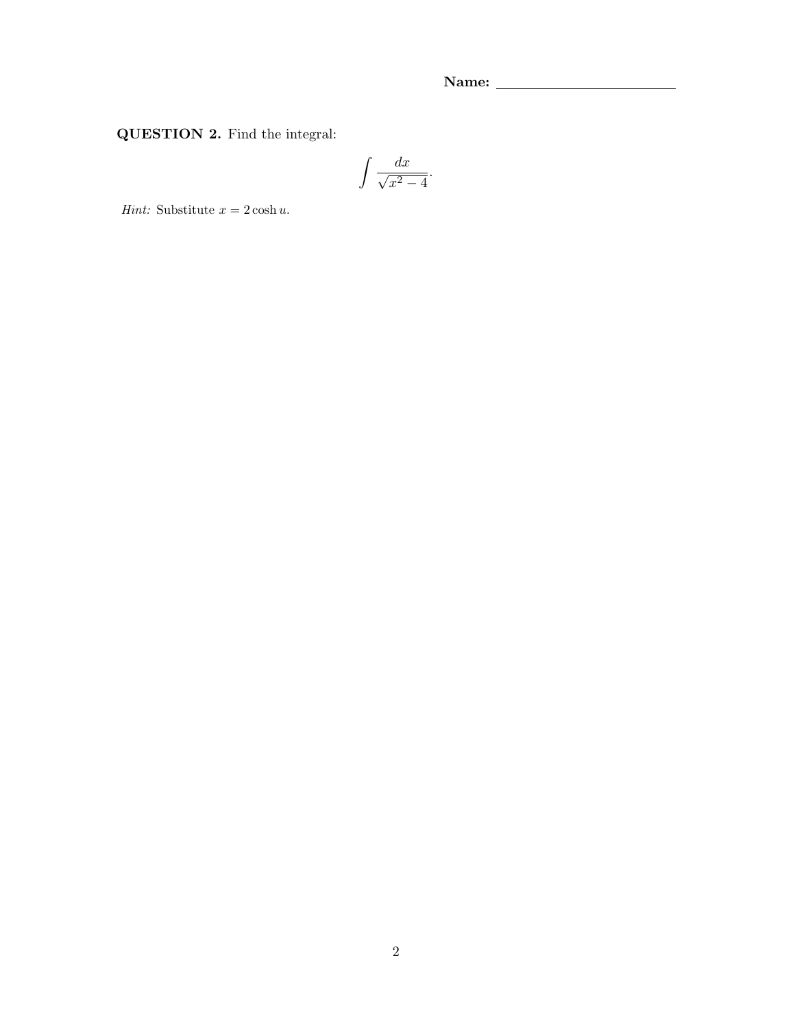**Name:** ________________________

**QUESTION 2.** Find the integral:

$$\int \frac{dx}{\sqrt{x^2 - 4}}.$$

*Hint:* Substitute $x = 2\cosh u$.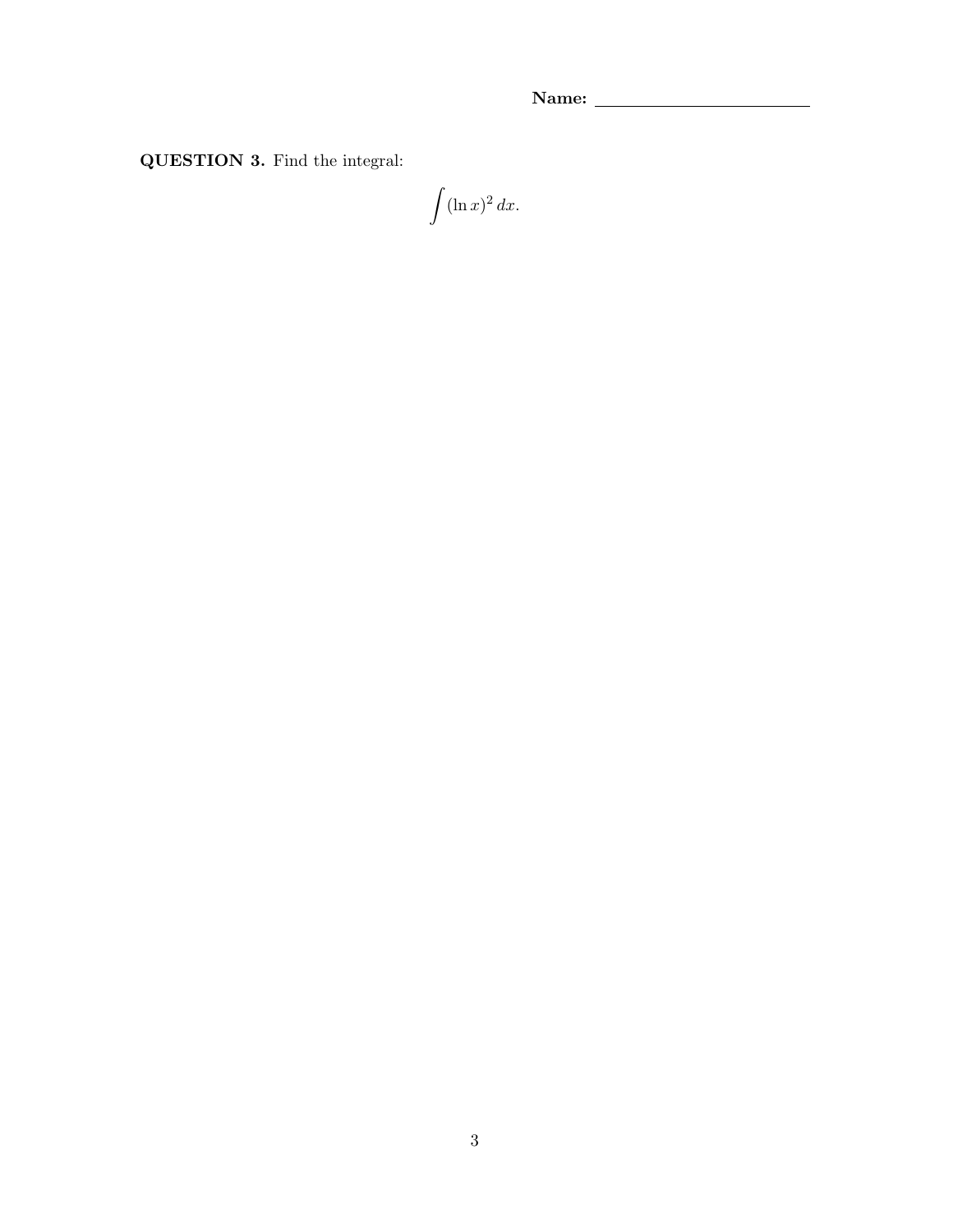**Name:** ________________________

**QUESTION 3.** Find the integral:

$$\int (\ln x)^2 \, dx.$$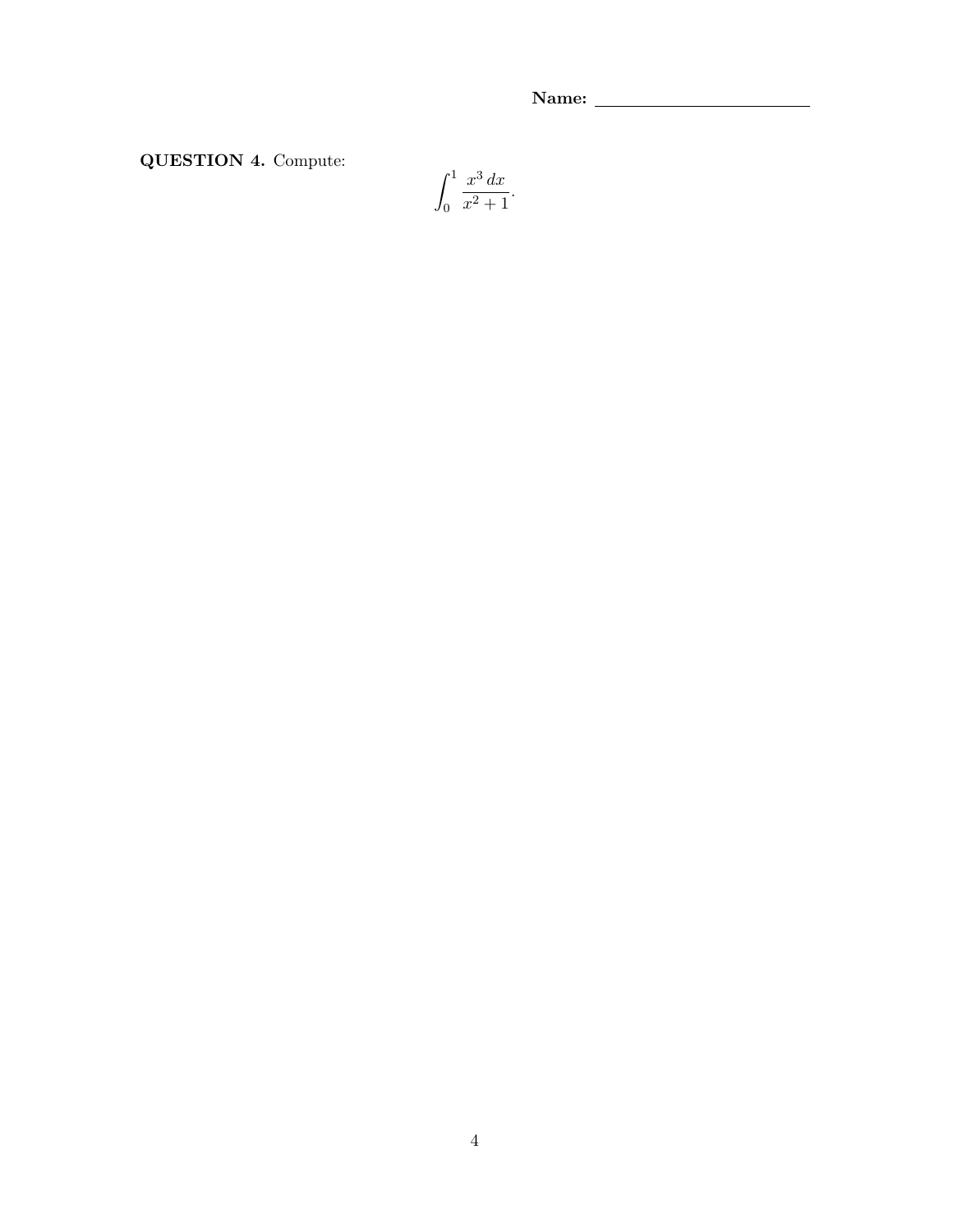**Name:** ________________________

**QUESTION 4.** Compute:

$$\int_0^1 \frac{x^3\,dx}{x^2+1}.$$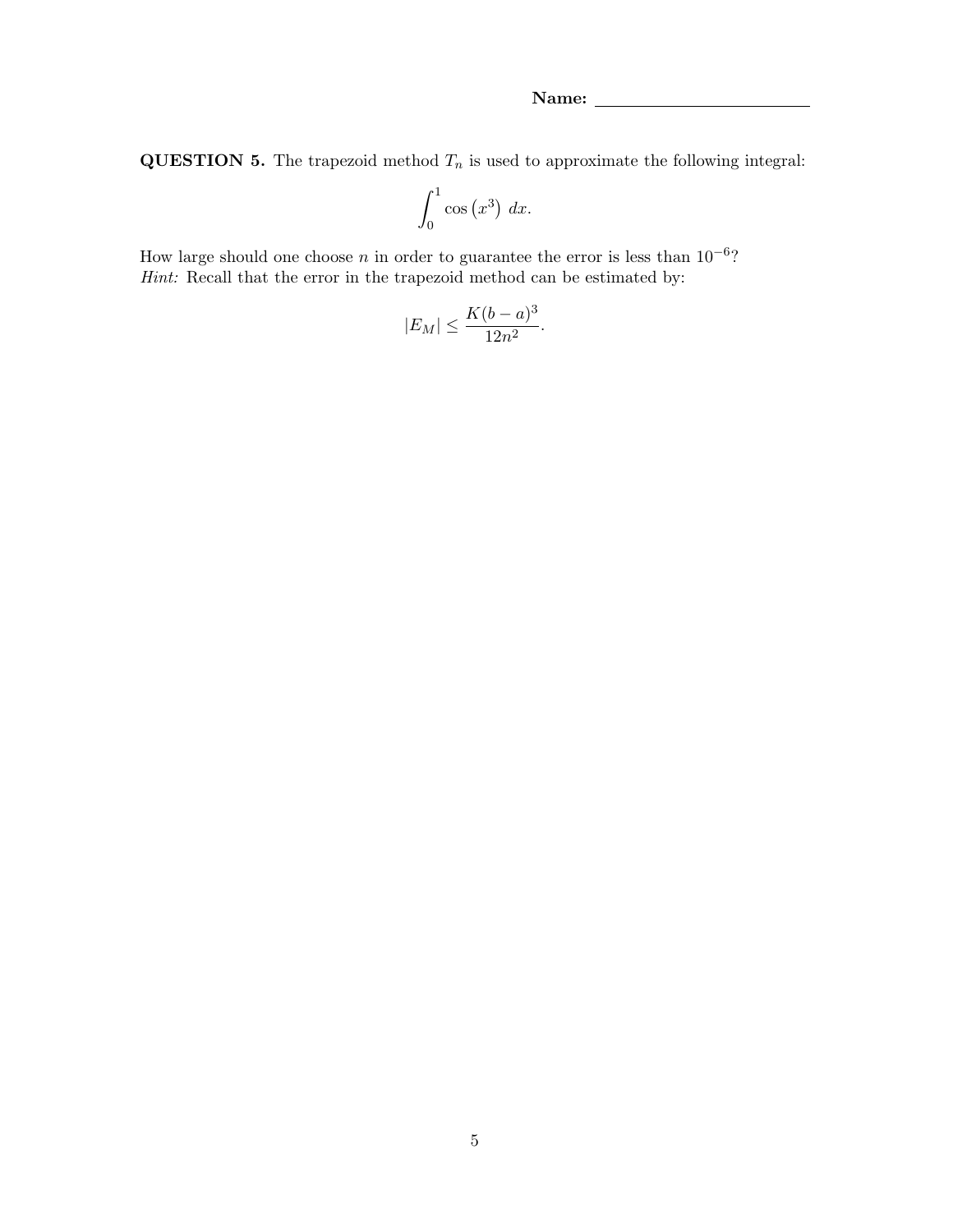**Name:** ________________________

**QUESTION 5.** The trapezoid method $T_n$ is used to approximate the following integral:

$$\int_0^1 \cos\left(x^3\right)\, dx.$$

How large should one choose $n$ in order to guarantee the error is less than $10^{-6}$?
*Hint:* Recall that the error in the trapezoid method can be estimated by:

$$|E_M| \leq \frac{K(b-a)^3}{12n^2}.$$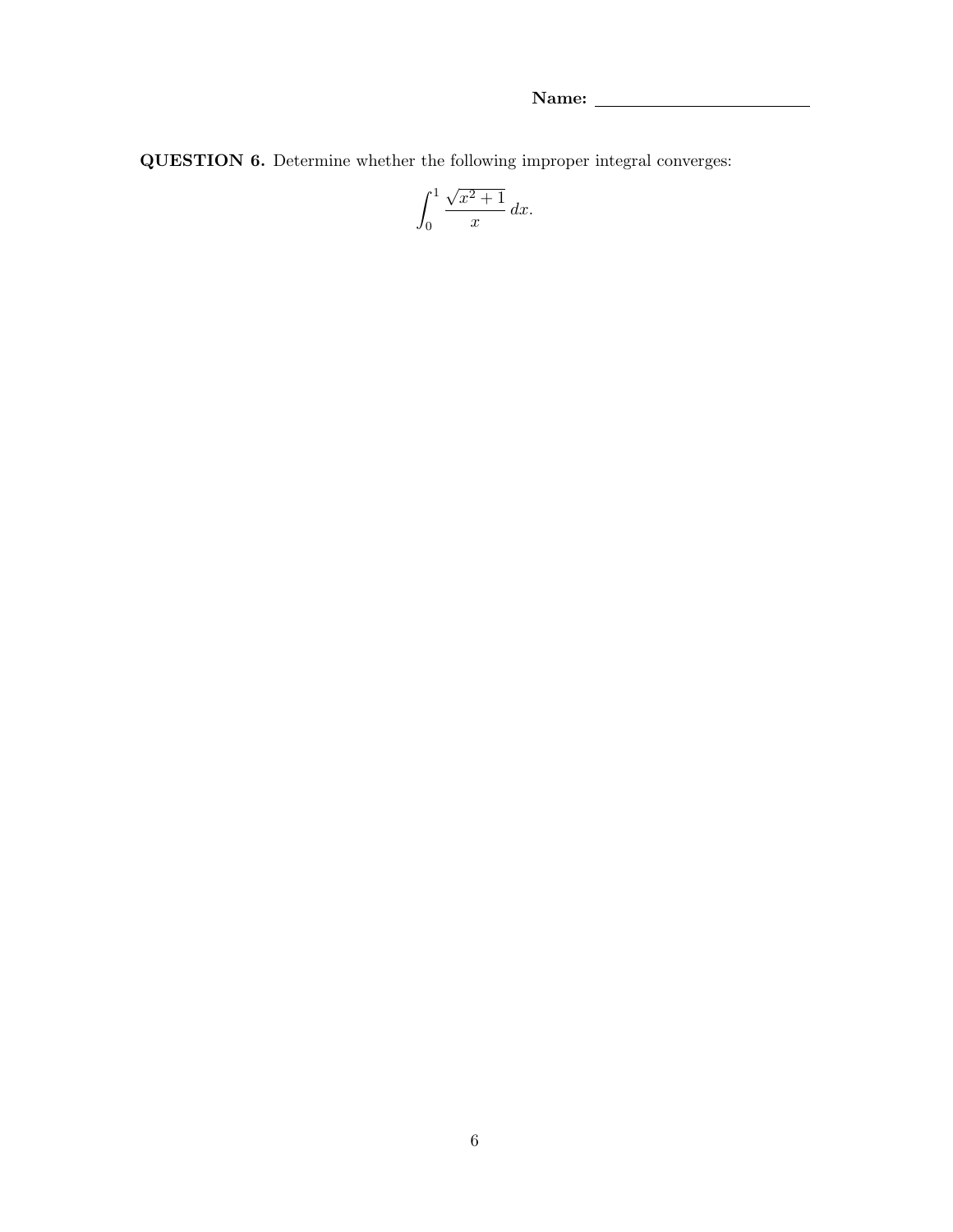**Name:** ________________________

**QUESTION 6.** Determine whether the following improper integral converges:

$$\int_0^1 \frac{\sqrt{x^2+1}}{x}\,dx.$$